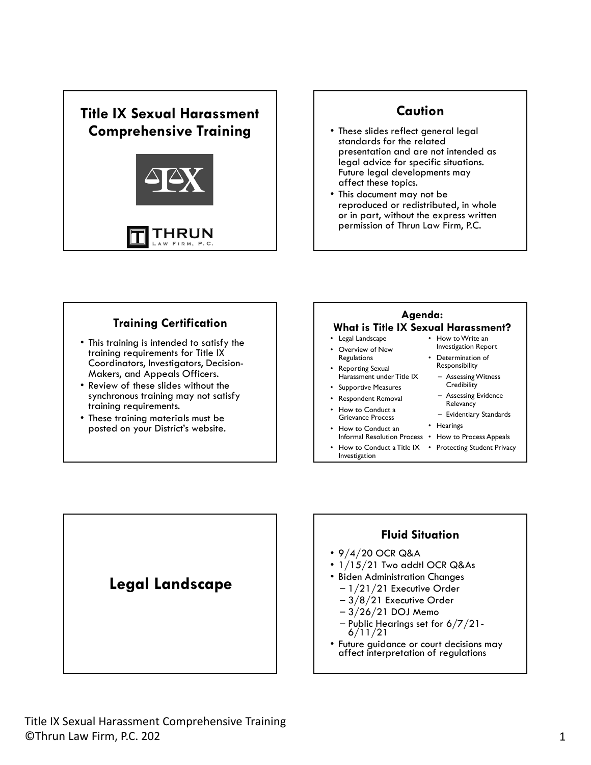## Title IX Sexual Harassment Comprehensive Training

THRUN LAW FIRM, P.C.

## Caution

- These slides reflect general legal standards for the related presentation and are not intended as legal advice for specific situations. Future legal developments may affect these topics.
- This document may not be reproduced or redistributed, in whole or in part, without the express written permission of Thrun Law Firm, P.C.

## Training Certification

- This training is intended to satisfy the training requirements for Title IX Coordinators, Investigators, Decision-Makers, and Appeals Officers.
- Review of these slides without the synchronous training may not satisfy training requirements.
- These training materials must be posted on your District's website.

## Agenda: What is Title IX Sexual Harassment?

- Legal Landscape
- Overview of New Regulations
- Reporting Sexual Harassment under Title IX
- Supportive Measures
- Respondent Removal
- How to Conduct a Grievance Process
- How to Conduct an Informal Resolution Process
- How to Conduct a Title IX Investigation
- How to Write an Investigation Report
- Determination of Responsibility
  - Assessing Witness Credibility
  - Assessing Evidence Relevancy
  - Evidentiary Standards
- Hearings
- How to Process Appeals
- Protecting Student Privacy

## Legal Landscape

## Fluid Situation

- 9/4/20 OCR Q&A
- 1/15/21 Two addtl OCR Q&As
- Biden Administration Changes
  - 1/21/21 Executive Order
  - 3/8/21 Executive Order
  - 3/26/21 DOJ Memo
  - Public Hearings set for 6/7/21-6/11/21
- Future guidance or court decisions may affect interpretation of regulations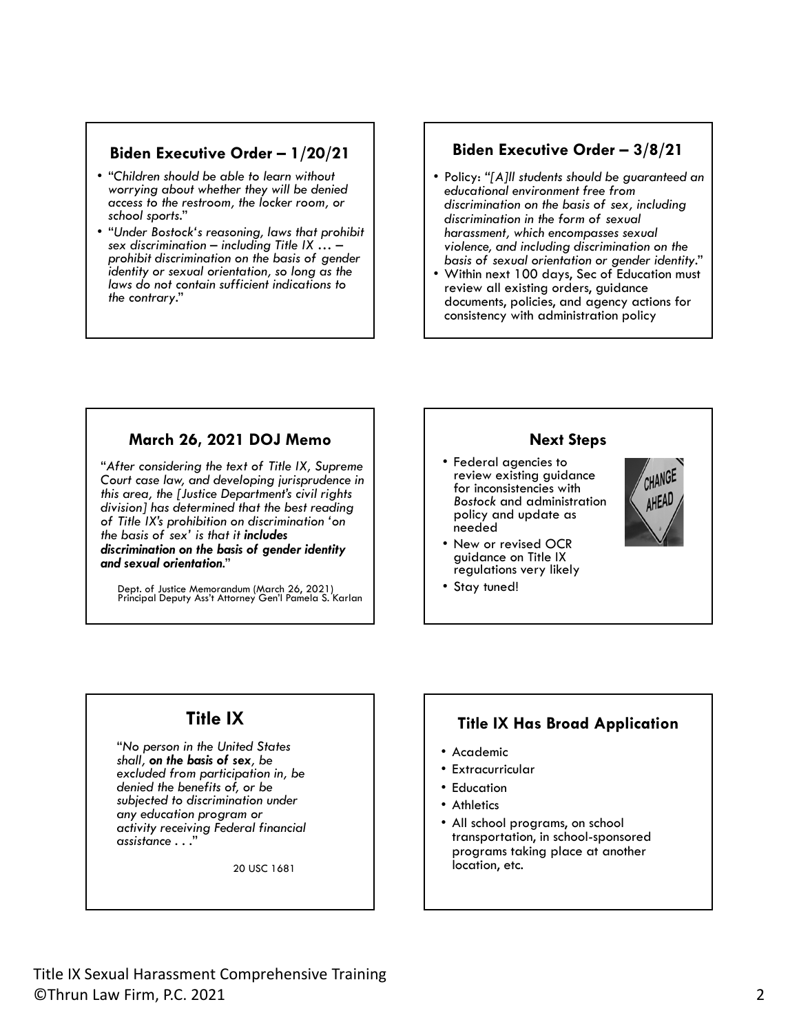## Biden Executive Order – 1/20/21

- "*Children should be able to learn without worrying about whether they will be denied access to the restroom, the locker room, or school sports*."
- "*Under Bostock's reasoning, laws that prohibit sex discrimination – including Title IX … – prohibit discrimination on the basis of gender identity or sexual orientation, so long as the laws do not contain sufficient indications to the contrary*."

## Biden Executive Order – 3/8/21

- Policy: "*[A]ll students should be guaranteed an educational environment free from discrimination on the basis of sex, including discrimination in the form of sexual harassment, which encompasses sexual violence, and including discrimination on the basis of sexual orientation or gender identity*."
- Within next 100 days, Sec of Education must review all existing orders, guidance documents, policies, and agency actions for consistency with administration policy

## March 26, 2021 DOJ Memo

"*After considering the text of Title IX, Supreme Court case law, and developing jurisprudence in this area, the [Justice Department's civil rights division] has determined that the best reading of Title IX's prohibition on discrimination 'on the basis of sex' is that it* ***includes discrimination on the basis of gender identity and sexual orientation.***"

Dept. of Justice Memorandum (March 26, 2021)
Principal Deputy Ass't Attorney Gen'l Pamela S. Karlan

## Next Steps

- Federal agencies to review existing guidance for inconsistencies with *Bostock* and administration policy and update as needed
- New or revised OCR guidance on Title IX regulations very likely
- Stay tuned!

## Title IX

"*No person in the United States shall,* ***on the basis of sex****, be excluded from participation in, be denied the benefits of, or be subjected to discrimination under any education program or activity receiving Federal financial assistance . . .*"

20 USC 1681

## Title IX Has Broad Application

- Academic
- Extracurricular
- Education
- Athletics
- All school programs, on school transportation, in school-sponsored programs taking place at another location, etc.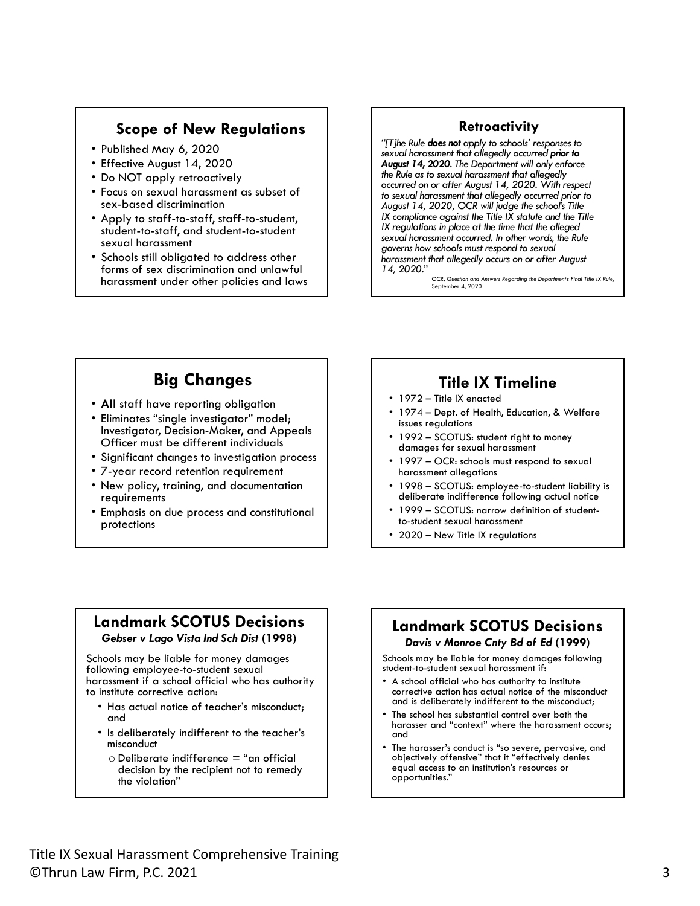## Scope of New Regulations

- Published May 6, 2020
- Effective August 14, 2020
- Do NOT apply retroactively
- Focus on sexual harassment as subset of sex-based discrimination
- Apply to staff-to-staff, staff-to-student, student-to-staff, and student-to-student sexual harassment
- Schools still obligated to address other forms of sex discrimination and unlawful harassment under other policies and laws

## Retroactivity

*"[T]he Rule **does not** apply to schools' responses to sexual harassment that allegedly occurred **prior to August 14, 2020**. The Department will only enforce the Rule as to sexual harassment that allegedly occurred on or after August 14, 2020. With respect to sexual harassment that allegedly occurred prior to August 14, 2020, OCR will judge the school's Title IX compliance against the Title IX statute and the Title IX regulations in place at the time that the alleged sexual harassment occurred. In other words, the Rule governs how schools must respond to sexual harassment that allegedly occurs on or after August 14, 2020."*

OCR, *Question and Answers Regarding the Department's Final Title IX Rule*, September 4, 2020

## Big Changes

- **All** staff have reporting obligation
- Eliminates "single investigator" model; Investigator, Decision-Maker, and Appeals Officer must be different individuals
- Significant changes to investigation process
- 7-year record retention requirement
- New policy, training, and documentation requirements
- Emphasis on due process and constitutional protections

## Title IX Timeline

- 1972 – Title IX enacted
- 1974 – Dept. of Health, Education, & Welfare issues regulations
- 1992 – SCOTUS: student right to money damages for sexual harassment
- 1997 – OCR: schools must respond to sexual harassment allegations
- 1998 – SCOTUS: employee-to-student liability is deliberate indifference following actual notice
- 1999 – SCOTUS: narrow definition of student-to-student sexual harassment
- 2020 – New Title IX regulations

## Landmark SCOTUS Decisions

### *Gebser v Lago Vista Ind Sch Dist* (1998)

Schools may be liable for money damages following employee-to-student sexual harassment if a school official who has authority to institute corrective action:

- Has actual notice of teacher's misconduct; and
- Is deliberately indifferent to the teacher's misconduct
  - Deliberate indifference = "an official decision by the recipient not to remedy the violation"

## Landmark SCOTUS Decisions

### *Davis v Monroe Cnty Bd of Ed* (1999)

Schools may be liable for money damages following student-to-student sexual harassment if:

- A school official who has authority to institute corrective action has actual notice of the misconduct and is deliberately indifferent to the misconduct;
- The school has substantial control over both the harasser and "context" where the harassment occurs; and
- The harasser's conduct is "so severe, pervasive, and objectively offensive" that it "effectively denies equal access to an institution's resources or opportunities."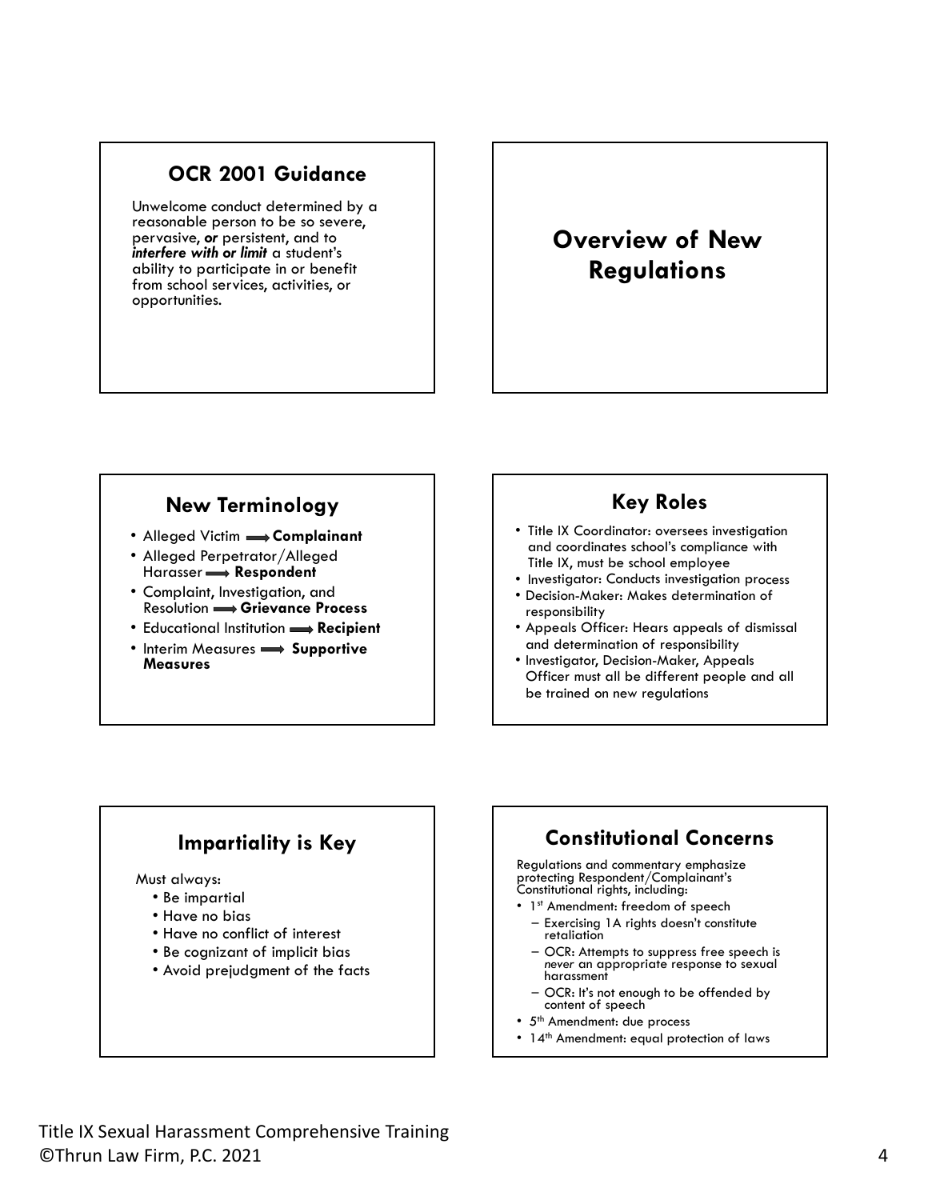## OCR 2001 Guidance

Unwelcome conduct determined by a reasonable person to be so severe, pervasive, ***or*** persistent, and to ***interfere with or limit*** a student's ability to participate in or benefit from school services, activities, or opportunities.

## Overview of New Regulations

## New Terminology

- Alleged Victim → **Complainant**
- Alleged Perpetrator/Alleged Harasser → **Respondent**
- Complaint, Investigation, and Resolution → **Grievance Process**
- Educational Institution → **Recipient**
- Interim Measures → **Supportive Measures**

## Key Roles

- Title IX Coordinator: oversees investigation and coordinates school's compliance with Title IX, must be school employee
- Investigator: Conducts investigation process
- Decision-Maker: Makes determination of responsibility
- Appeals Officer: Hears appeals of dismissal and determination of responsibility
- Investigator, Decision-Maker, Appeals Officer must all be different people and all be trained on new regulations

## Impartiality is Key

Must always:

- Be impartial
- Have no bias
- Have no conflict of interest
- Be cognizant of implicit bias
- Avoid prejudgment of the facts

## Constitutional Concerns

Regulations and commentary emphasize protecting Respondent/Complainant's Constitutional rights, including:

- 1st Amendment: freedom of speech
  - Exercising 1A rights doesn't constitute retaliation
  - OCR: Attempts to suppress free speech is *never* an appropriate response to sexual harassment
  - OCR: It's not enough to be offended by content of speech
- 5th Amendment: due process
- 14th Amendment: equal protection of laws

Title IX Sexual Harassment Comprehensive Training
©Thrun Law Firm, P.C. 2021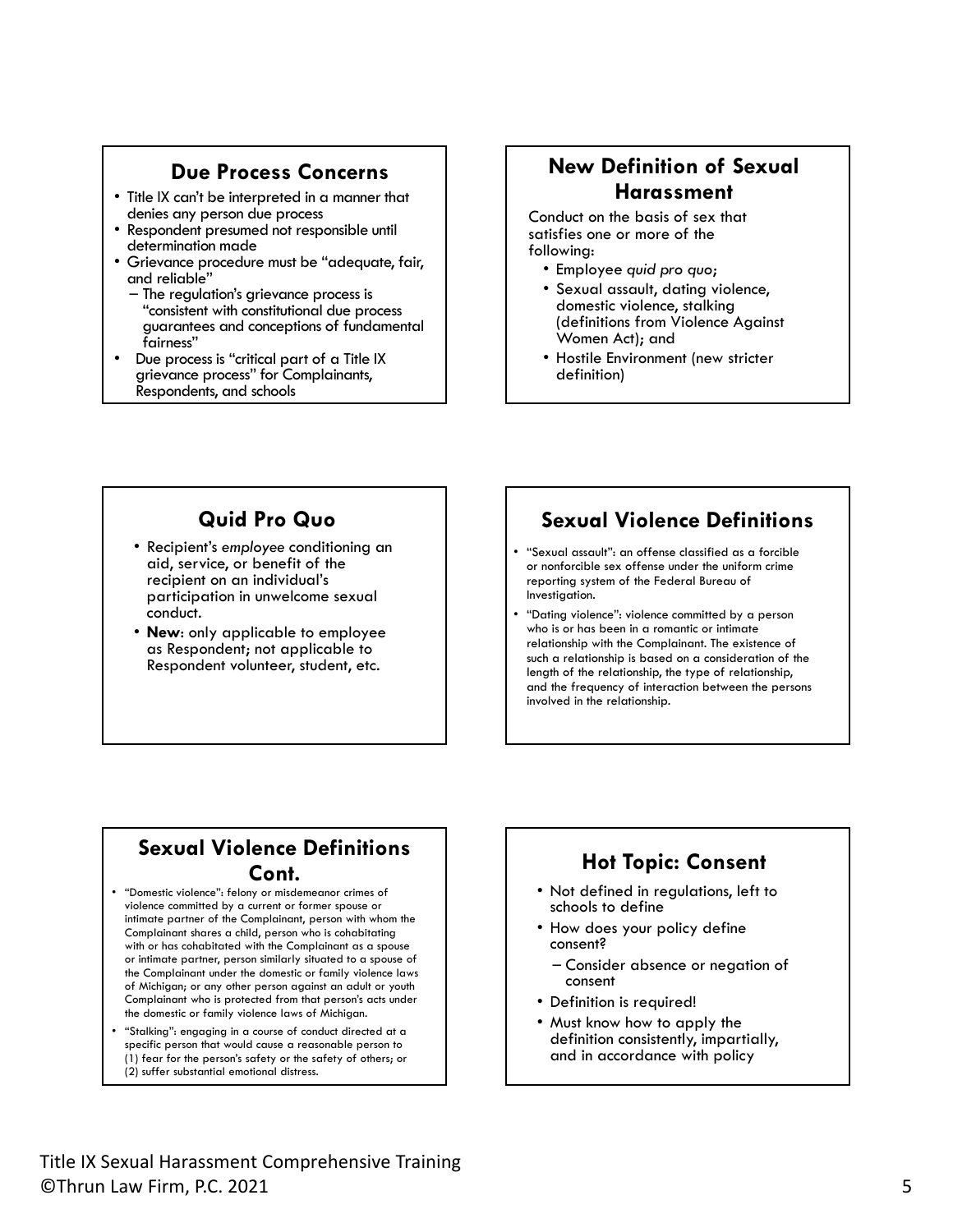## Due Process Concerns

- Title IX can't be interpreted in a manner that denies any person due process
- Respondent presumed not responsible until determination made
- Grievance procedure must be "adequate, fair, and reliable"
  - The regulation's grievance process is "consistent with constitutional due process guarantees and conceptions of fundamental fairness"
- Due process is "critical part of a Title IX grievance process" for Complainants, Respondents, and schools

## New Definition of Sexual Harassment

Conduct on the basis of sex that satisfies one or more of the following:

- Employee *quid pro quo*;
- Sexual assault, dating violence, domestic violence, stalking (definitions from Violence Against Women Act); and
- Hostile Environment (new stricter definition)

## Quid Pro Quo

- Recipient's *employee* conditioning an aid, service, or benefit of the recipient on an individual's participation in unwelcome sexual conduct.
- **New**: only applicable to employee as Respondent; not applicable to Respondent volunteer, student, etc.

## Sexual Violence Definitions

- "Sexual assault": an offense classified as a forcible or nonforcible sex offense under the uniform crime reporting system of the Federal Bureau of Investigation.
- "Dating violence": violence committed by a person who is or has been in a romantic or intimate relationship with the Complainant. The existence of such a relationship is based on a consideration of the length of the relationship, the type of relationship, and the frequency of interaction between the persons involved in the relationship.

## Sexual Violence Definitions Cont.

- "Domestic violence": felony or misdemeanor crimes of violence committed by a current or former spouse or intimate partner of the Complainant, person with whom the Complainant shares a child, person who is cohabitating with or has cohabitated with the Complainant as a spouse or intimate partner, person similarly situated to a spouse of the Complainant under the domestic or family violence laws of Michigan; or any other person against an adult or youth Complainant who is protected from that person's acts under the domestic or family violence laws of Michigan.
- "Stalking": engaging in a course of conduct directed at a specific person that would cause a reasonable person to (1) fear for the person's safety or the safety of others; or (2) suffer substantial emotional distress.

## Hot Topic: Consent

- Not defined in regulations, left to schools to define
- How does your policy define consent?
  - Consider absence or negation of consent
- Definition is required!
- Must know how to apply the definition consistently, impartially, and in accordance with policy

Title IX Sexual Harassment Comprehensive Training
©Thrun Law Firm, P.C. 2021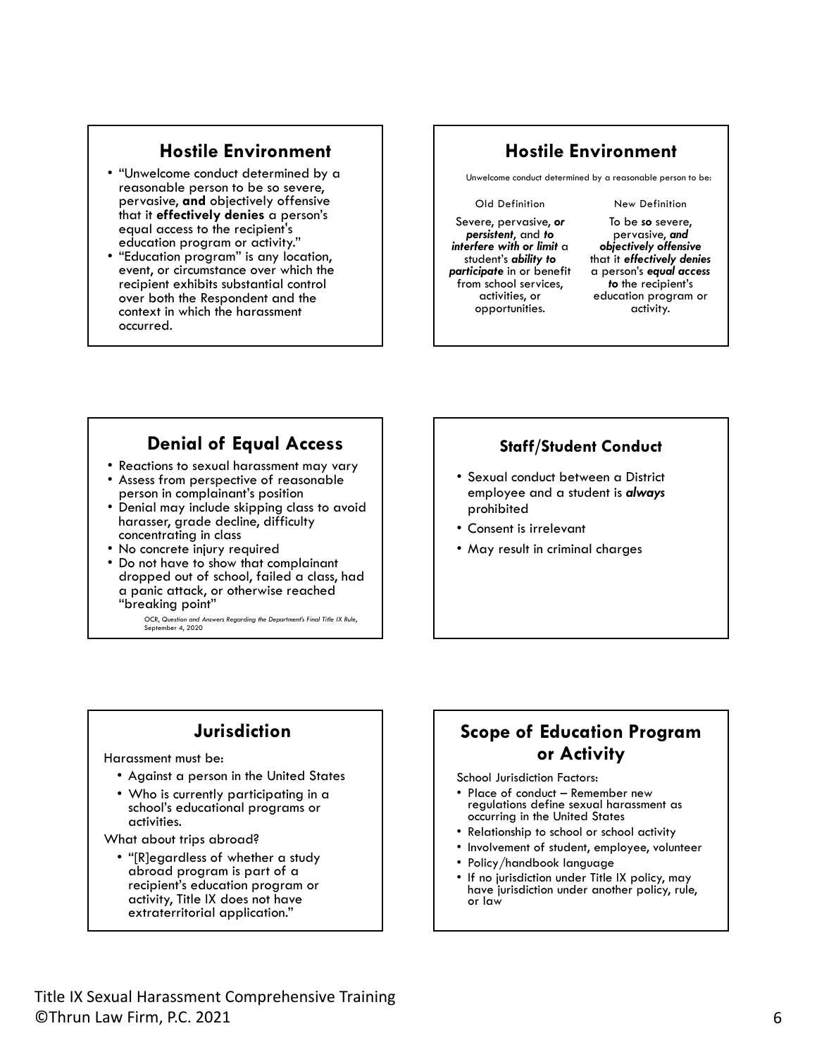## Hostile Environment

- "Unwelcome conduct determined by a reasonable person to be so severe, pervasive, **and** objectively offensive that it **effectively denies** a person's equal access to the recipient's education program or activity."
- "Education program" is any location, event, or circumstance over which the recipient exhibits substantial control over both the Respondent and the context in which the harassment occurred.

## Hostile Environment

Unwelcome conduct determined by a reasonable person to be:

| Old Definition | New Definition |
| --- | --- |
| Severe, pervasive, ***or persistent***, and ***to interfere with or limit*** a student's ***ability to participate*** in or benefit from school services, activities, or opportunities. | To be ***so*** severe, pervasive, ***and objectively offensive*** that it ***effectively denies*** a person's ***equal access to*** the recipient's education program or activity. |

## Denial of Equal Access

- Reactions to sexual harassment may vary
- Assess from perspective of reasonable person in complainant's position
- Denial may include skipping class to avoid harasser, grade decline, difficulty concentrating in class
- No concrete injury required
- Do not have to show that complainant dropped out of school, failed a class, had a panic attack, or otherwise reached "breaking point"

OCR, *Question and Answers Regarding the Department's Final Title IX Rule*, September 4, 2020

## Staff/Student Conduct

- Sexual conduct between a District employee and a student is ***always*** prohibited
- Consent is irrelevant
- May result in criminal charges

## Jurisdiction

Harassment must be:

- Against a person in the United States
- Who is currently participating in a school's educational programs or activities.

What about trips abroad?

- "[R]egardless of whether a study abroad program is part of a recipient's education program or activity, Title IX does not have extraterritorial application."

## Scope of Education Program or Activity

School Jurisdiction Factors:

- Place of conduct – Remember new regulations define sexual harassment as occurring in the United States
- Relationship to school or school activity
- Involvement of student, employee, volunteer
- Policy/handbook language
- If no jurisdiction under Title IX policy, may have jurisdiction under another policy, rule, or law

Title IX Sexual Harassment Comprehensive Training
©Thrun Law Firm, P.C. 2021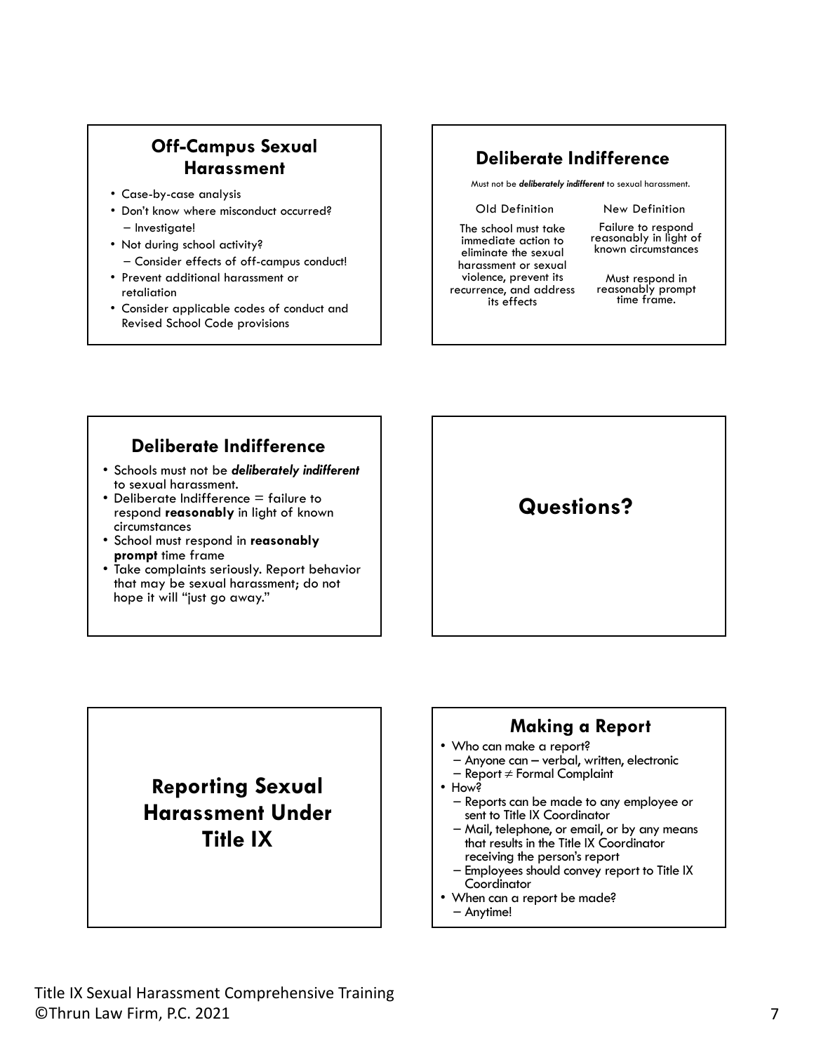## Off-Campus Sexual Harassment

- Case-by-case analysis
- Don't know where misconduct occurred?
  - Investigate!
- Not during school activity?
  - Consider effects of off-campus conduct!
- Prevent additional harassment or retaliation
- Consider applicable codes of conduct and Revised School Code provisions

## Deliberate Indifference

Must not be ***deliberately indifferent*** to sexual harassment.

| Old Definition | New Definition |
| --- | --- |
| The school must take immediate action to eliminate the sexual harassment or sexual violence, prevent its recurrence, and address its effects | Failure to respond reasonably in light of known circumstances<br><br>Must respond in reasonably prompt time frame. |

## Deliberate Indifference

- Schools must not be ***deliberately indifferent*** to sexual harassment.
- Deliberate Indifference = failure to respond **reasonably** in light of known circumstances
- School must respond in **reasonably prompt** time frame
- Take complaints seriously. Report behavior that may be sexual harassment; do not hope it will "just go away."

## Questions?

## Reporting Sexual Harassment Under Title IX

## Making a Report

- Who can make a report?
  - Anyone can – verbal, written, electronic
  - Report ≠ Formal Complaint
- How?
  - Reports can be made to any employee or sent to Title IX Coordinator
  - Mail, telephone, or email, or by any means that results in the Title IX Coordinator receiving the person's report
  - Employees should convey report to Title IX Coordinator
- When can a report be made?
  - Anytime!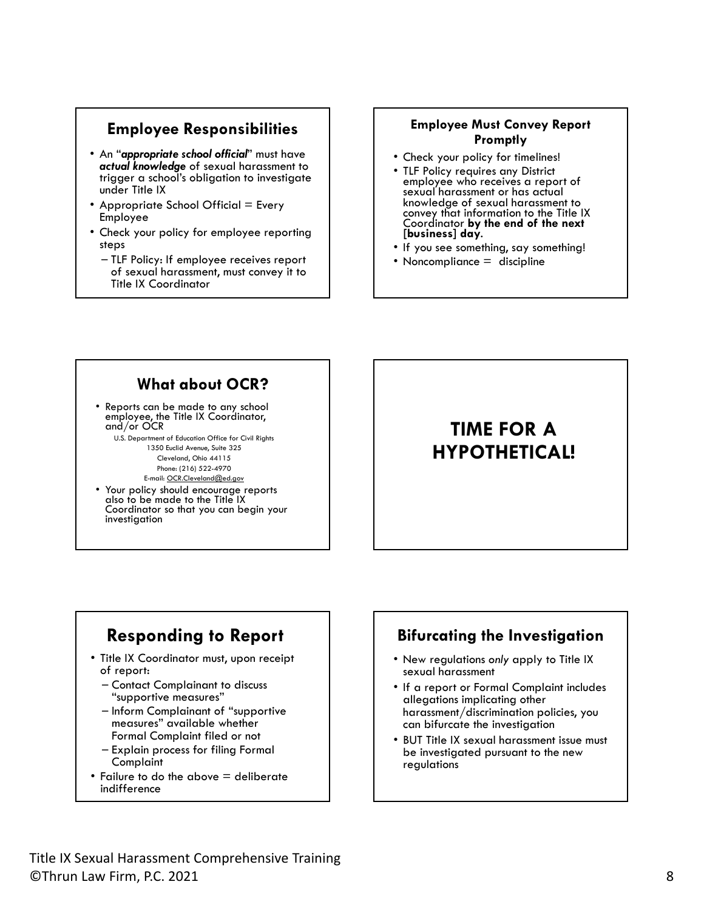## Employee Responsibilities

- An "***appropriate school official***" must have ***actual knowledge*** of sexual harassment to trigger a school's obligation to investigate under Title IX
- Appropriate School Official = Every Employee
- Check your policy for employee reporting steps
  - TLF Policy: If employee receives report of sexual harassment, must convey it to Title IX Coordinator

## Employee Must Convey Report Promptly

- Check your policy for timelines!
- TLF Policy requires any District employee who receives a report of sexual harassment or has actual knowledge of sexual harassment to convey that information to the Title IX Coordinator **by the end of the next [business] day**.
- If you see something, say something!
- Noncompliance = discipline

## What about OCR?

- Reports can be made to any school employee, the Title IX Coordinator, and/or OCR

  U.S. Department of Education Office for Civil Rights
  1350 Euclid Avenue, Suite 325
  Cleveland, Ohio 44115
  Phone: (216) 522-4970
  E-mail: OCR.Cleveland@ed.gov

- Your policy should encourage reports also to be made to the Title IX Coordinator so that you can begin your investigation

## TIME FOR A HYPOTHETICAL!

## Responding to Report

- Title IX Coordinator must, upon receipt of report:
  - Contact Complainant to discuss "supportive measures"
  - Inform Complainant of "supportive measures" available whether Formal Complaint filed or not
  - Explain process for filing Formal Complaint
- Failure to do the above = deliberate indifference

## Bifurcating the Investigation

- New regulations *only* apply to Title IX sexual harassment
- If a report or Formal Complaint includes allegations implicating other harassment/discrimination policies, you can bifurcate the investigation
- BUT Title IX sexual harassment issue must be investigated pursuant to the new regulations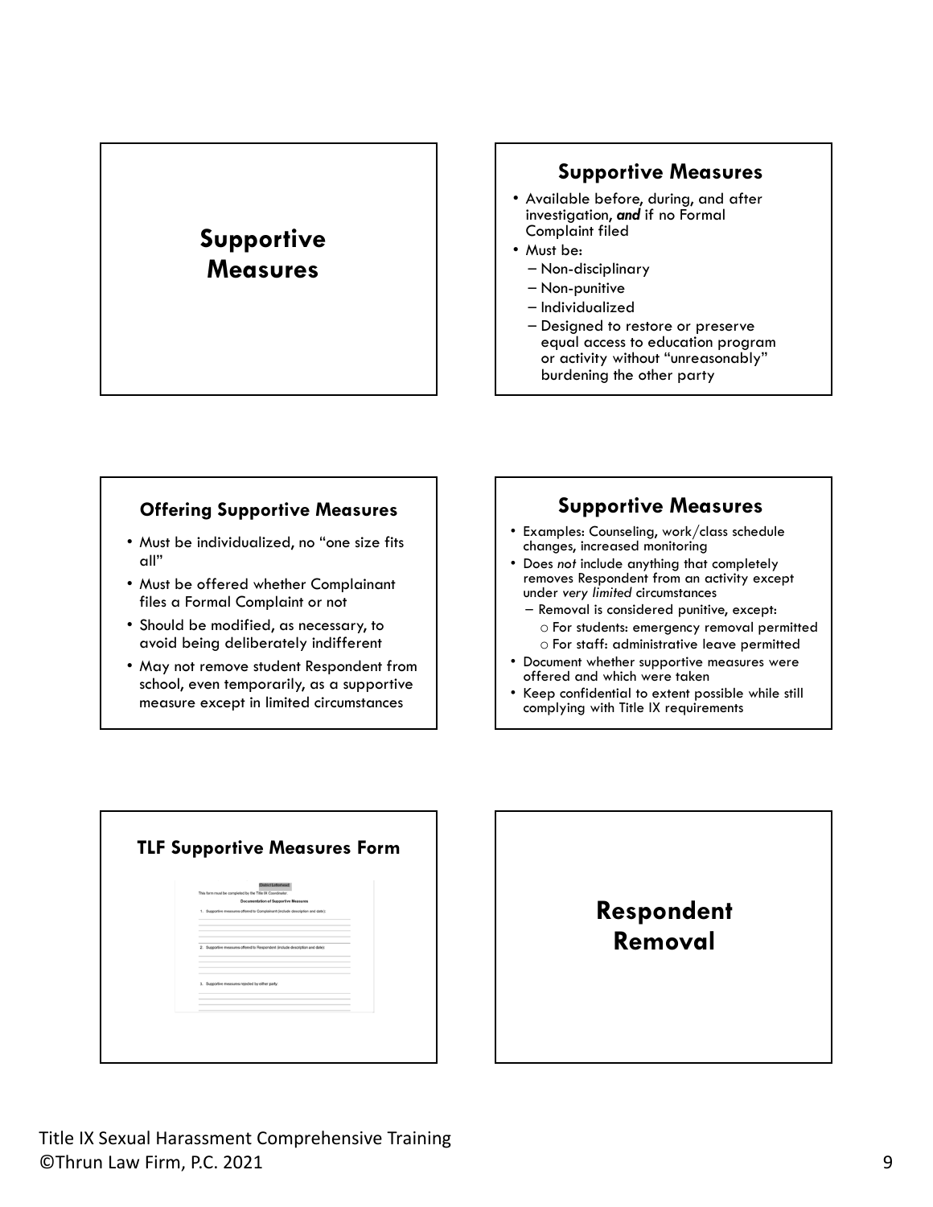## Supportive Measures

## Supportive Measures

- Available before, during, and after investigation, ***and*** if no Formal Complaint filed
- Must be:
  - Non-disciplinary
  - Non-punitive
  - Individualized
  - Designed to restore or preserve equal access to education program or activity without "unreasonably" burdening the other party

### Offering Supportive Measures

- Must be individualized, no "one size fits all"
- Must be offered whether Complainant files a Formal Complaint or not
- Should be modified, as necessary, to avoid being deliberately indifferent
- May not remove student Respondent from school, even temporarily, as a supportive measure except in limited circumstances

## Supportive Measures

- Examples: Counseling, work/class schedule changes, increased monitoring
- Does *not* include anything that completely removes Respondent from an activity except under *very limited* circumstances
  - Removal is considered punitive, except:
    - For students: emergency removal permitted
    - For staff: administrative leave permitted
- Document whether supportive measures were offered and which were taken
- Keep confidential to extent possible while still complying with Title IX requirements

### TLF Supportive Measures Form

[District Letterhead]

This form must be completed by the Title IX Coordinator.

**Documentation of Supportive Measures**

1. Supportive measures offered to Complainant (include description and date):

2. Supportive measures offered to Respondent (include description and date):

3. Supportive measures rejected by either party:

## Respondent Removal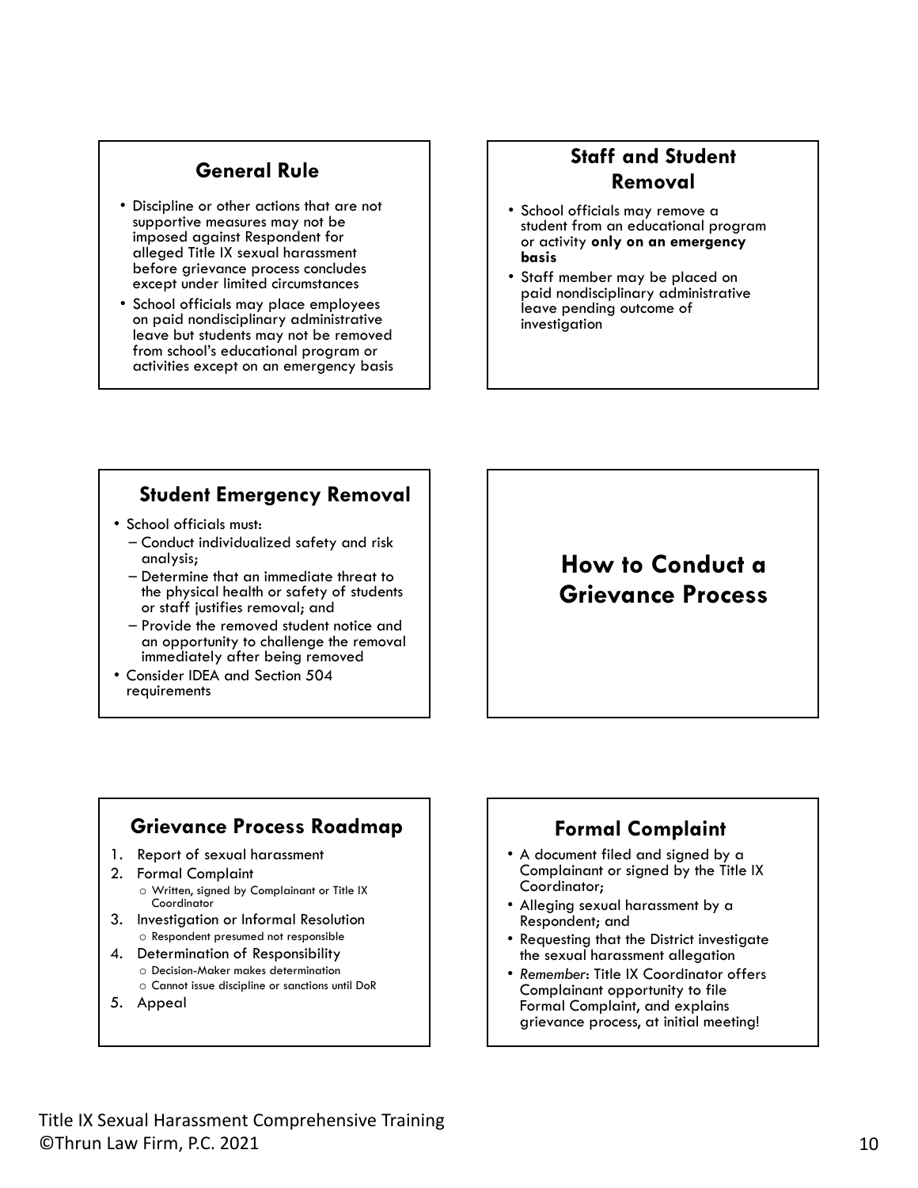## General Rule

- Discipline or other actions that are not supportive measures may not be imposed against Respondent for alleged Title IX sexual harassment before grievance process concludes except under limited circumstances
- School officials may place employees on paid nondisciplinary administrative leave but students may not be removed from school's educational program or activities except on an emergency basis

## Staff and Student Removal

- School officials may remove a student from an educational program or activity **only on an emergency basis**
- Staff member may be placed on paid nondisciplinary administrative leave pending outcome of investigation

## Student Emergency Removal

- School officials must:
  - Conduct individualized safety and risk analysis;
  - Determine that an immediate threat to the physical health or safety of students or staff justifies removal; and
  - Provide the removed student notice and an opportunity to challenge the removal immediately after being removed
- Consider IDEA and Section 504 requirements

# How to Conduct a Grievance Process

## Grievance Process Roadmap

1. Report of sexual harassment
2. Formal Complaint
   - Written, signed by Complainant or Title IX Coordinator
3. Investigation or Informal Resolution
   - Respondent presumed not responsible
4. Determination of Responsibility
   - Decision-Maker makes determination
   - Cannot issue discipline or sanctions until DoR
5. Appeal

## Formal Complaint

- A document filed and signed by a Complainant or signed by the Title IX Coordinator;
- Alleging sexual harassment by a Respondent; and
- Requesting that the District investigate the sexual harassment allegation
- *Remember*: Title IX Coordinator offers Complainant opportunity to file Formal Complaint, and explains grievance process, at initial meeting!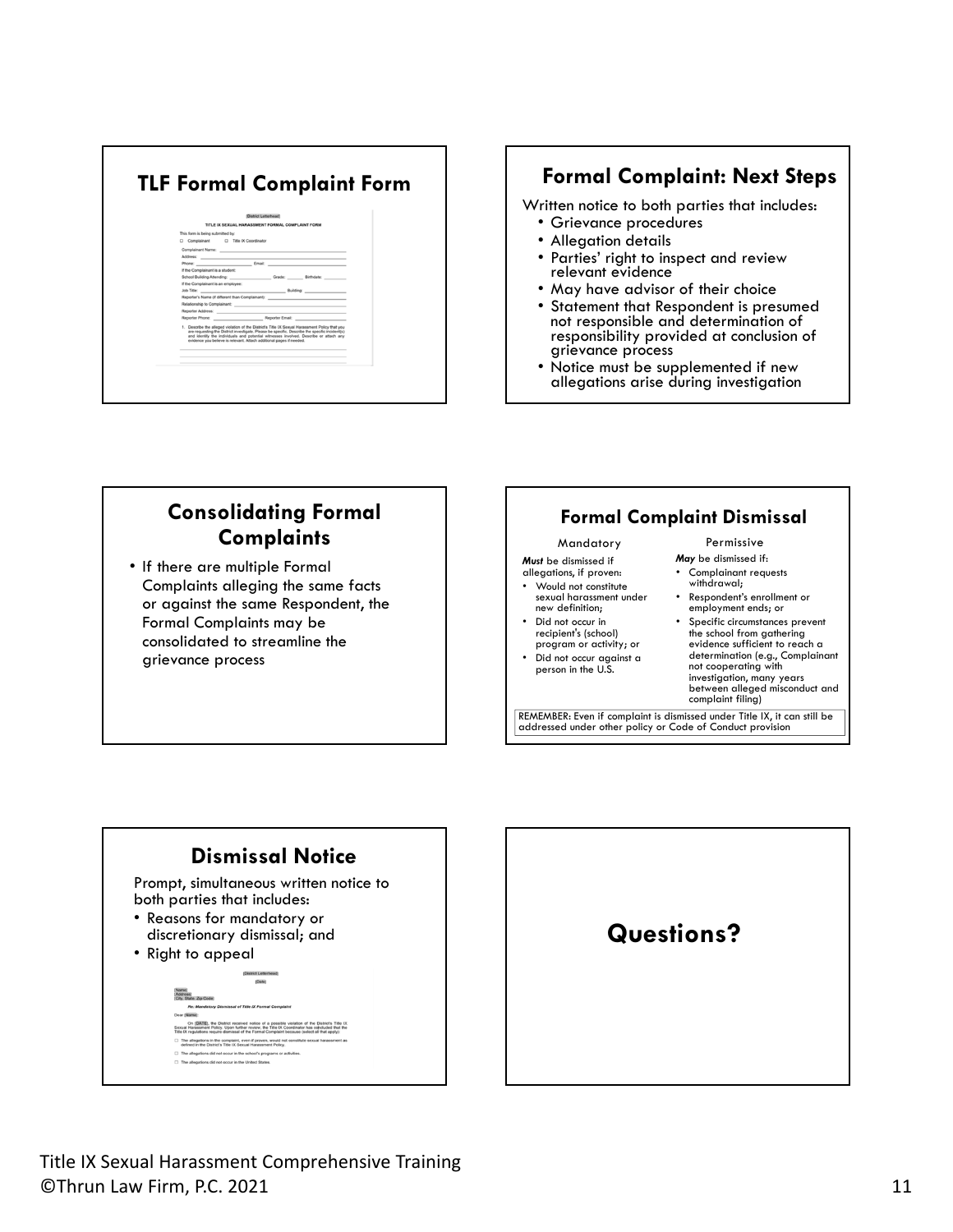## TLF Formal Complaint Form

(District Letterhead)

TITLE IX SEXUAL HARASSMENT FORMAL COMPLAINT FORM

This form is being submitted by:
☐ Complainant ☐ Title IX Coordinator

Complainant Name:
Address:
Phone: Email:
If the Complainant is a student:
School Building Attending: Grade: Birthdate:
If the Complainant is an employee:
Job Title: Building:
Reporter's Name (if different than Complainant):
Relationship to Complainant:
Reporter Address:
Reporter Phone: Reporter Email:

1. Describe the alleged violation of the District's Title IX Sexual Harassment Policy that you are requesting the District investigate. Please be specific. Describe the specific incident(s) and identify the individuals and potential witnesses involved. Describe or attach any evidence you believe is relevant. Attach additional pages if needed.

## Formal Complaint: Next Steps

Written notice to both parties that includes:

- Grievance procedures
- Allegation details
- Parties' right to inspect and review relevant evidence
- May have advisor of their choice
- Statement that Respondent is presumed not responsible and determination of responsibility provided at conclusion of grievance process
- Notice must be supplemented if new allegations arise during investigation

## Consolidating Formal Complaints

- If there are multiple Formal Complaints alleging the same facts or against the same Respondent, the Formal Complaints may be consolidated to streamline the grievance process

## Formal Complaint Dismissal

**Mandatory**

***Must*** be dismissed if allegations, if proven:

- Would not constitute sexual harassment under new definition;
- Did not occur in recipient's (school) program or activity; or
- Did not occur against a person in the U.S.

**Permissive**

***May*** be dismissed if:

- Complainant requests withdrawal;
- Respondent's enrollment or employment ends; or
- Specific circumstances prevent the school from gathering evidence sufficient to reach a determination (e.g., Complainant not cooperating with investigation, many years between alleged misconduct and complaint filing)

REMEMBER: Even if complaint is dismissed under Title IX, it can still be addressed under other policy or Code of Conduct provision

## Dismissal Notice

Prompt, simultaneous written notice to both parties that includes:

- Reasons for mandatory or discretionary dismissal; and
- Right to appeal

(District Letterhead)

(Date)

[Name]
[Address]
[City, State Zip Code]

*Re: Mandatory Dismissal of Title IX Formal Complaint*

Dear [Name]:

On [DATE], the District received notice of a possible violation of the District's Title IX Sexual Harassment Policy. Upon further review, the Title IX Coordinator has concluded that the Title IX regulations require dismissal of the Formal Complaint because (select all that apply):

☐ The allegations in the complaint, even if proven, would not constitute sexual harassment as defined in the District's Title IX Sexual Harassment Policy.

☐ The allegations did not occur in the school's programs or activities.

☐ The allegations did not occur in the United States.

## Questions?

Title IX Sexual Harassment Comprehensive Training
©Thrun Law Firm, P.C. 2021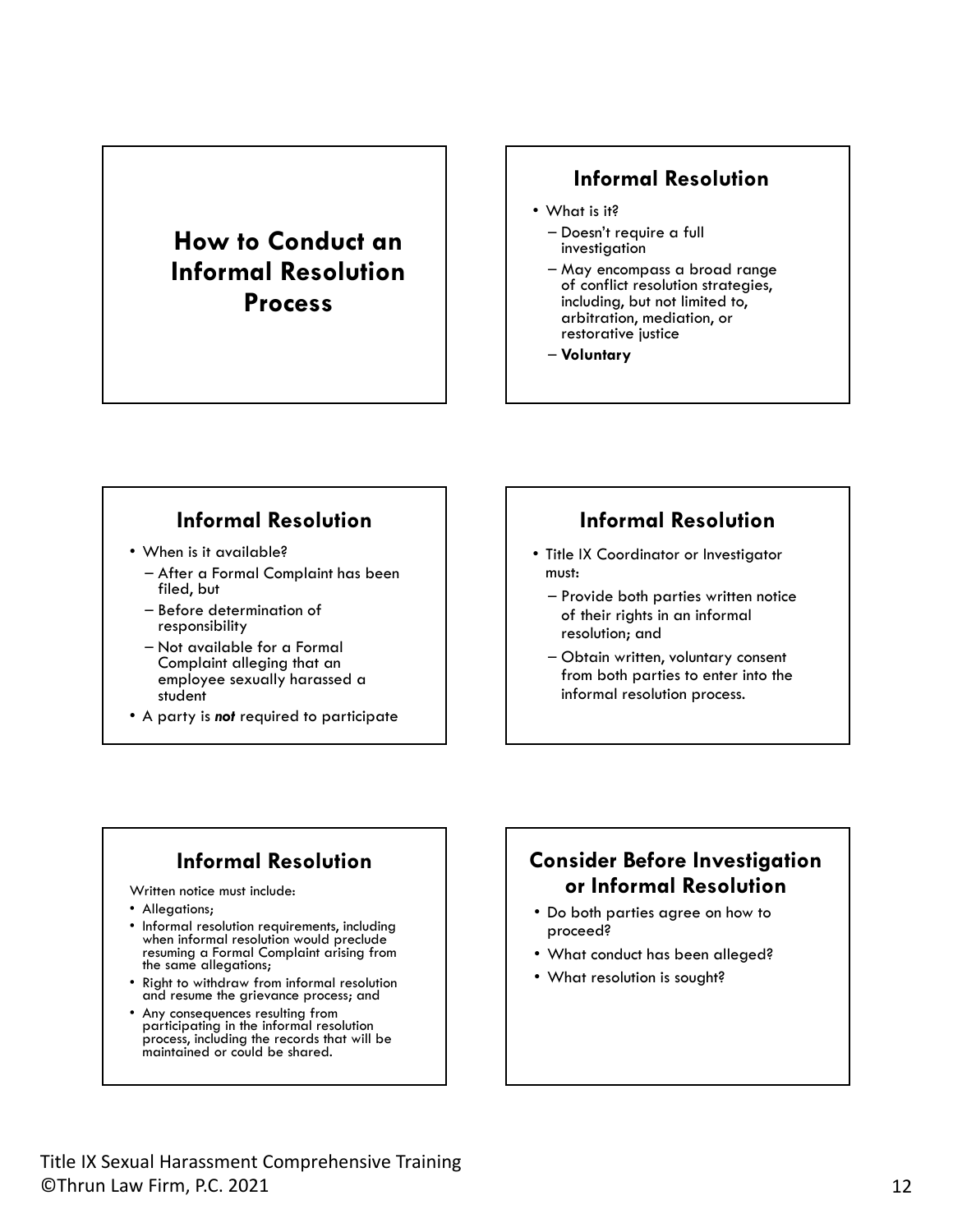## How to Conduct an Informal Resolution Process

## Informal Resolution

- What is it?
  - Doesn't require a full investigation
  - May encompass a broad range of conflict resolution strategies, including, but not limited to, arbitration, mediation, or restorative justice
  - **Voluntary**

## Informal Resolution

- When is it available?
  - After a Formal Complaint has been filed, but
  - Before determination of responsibility
  - Not available for a Formal Complaint alleging that an employee sexually harassed a student
- A party is ***not*** required to participate

## Informal Resolution

- Title IX Coordinator or Investigator must:
  - Provide both parties written notice of their rights in an informal resolution; and
  - Obtain written, voluntary consent from both parties to enter into the informal resolution process.

## Informal Resolution

Written notice must include:

- Allegations;
- Informal resolution requirements, including when informal resolution would preclude resuming a Formal Complaint arising from the same allegations;
- Right to withdraw from informal resolution and resume the grievance process; and
- Any consequences resulting from participating in the informal resolution process, including the records that will be maintained or could be shared.

## Consider Before Investigation or Informal Resolution

- Do both parties agree on how to proceed?
- What conduct has been alleged?
- What resolution is sought?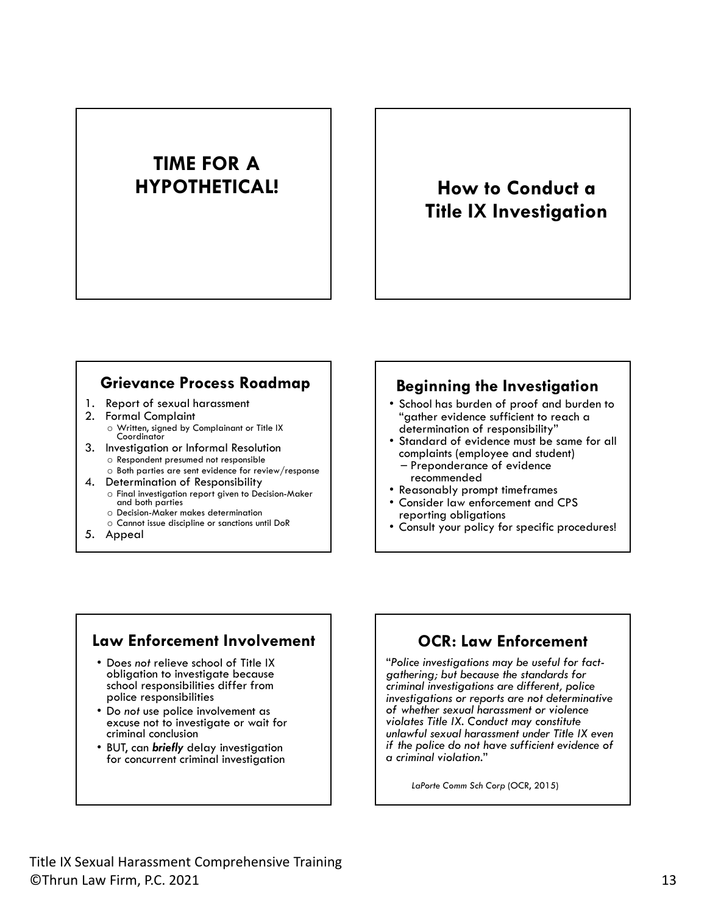## TIME FOR A HYPOTHETICAL!

## How to Conduct a Title IX Investigation

### Grievance Process Roadmap

1. Report of sexual harassment
2. Formal Complaint
   - Written, signed by Complainant or Title IX Coordinator
3. Investigation or Informal Resolution
   - Respondent presumed not responsible
   - Both parties are sent evidence for review/response
4. Determination of Responsibility
   - Final investigation report given to Decision-Maker and both parties
   - Decision-Maker makes determination
   - Cannot issue discipline or sanctions until DoR
5. Appeal

### Beginning the Investigation

- School has burden of proof and burden to "gather evidence sufficient to reach a determination of responsibility"
- Standard of evidence must be same for all complaints (employee and student)
  - Preponderance of evidence recommended
- Reasonably prompt timeframes
- Consider law enforcement and CPS reporting obligations
- Consult your policy for specific procedures!

### Law Enforcement Involvement

- Does *not* relieve school of Title IX obligation to investigate because school responsibilities differ from police responsibilities
- Do *not* use police involvement as excuse not to investigate or wait for criminal conclusion
- BUT, can ***briefly*** delay investigation for concurrent criminal investigation

### OCR: Law Enforcement

"*Police investigations may be useful for fact-gathering; but because the standards for criminal investigations are different, police investigations or reports are not determinative of whether sexual harassment or violence violates Title IX. Conduct may constitute unlawful sexual harassment under Title IX even if the police do not have sufficient evidence of a criminal violation.*"

*LaPorte Comm Sch Corp* (OCR, 2015)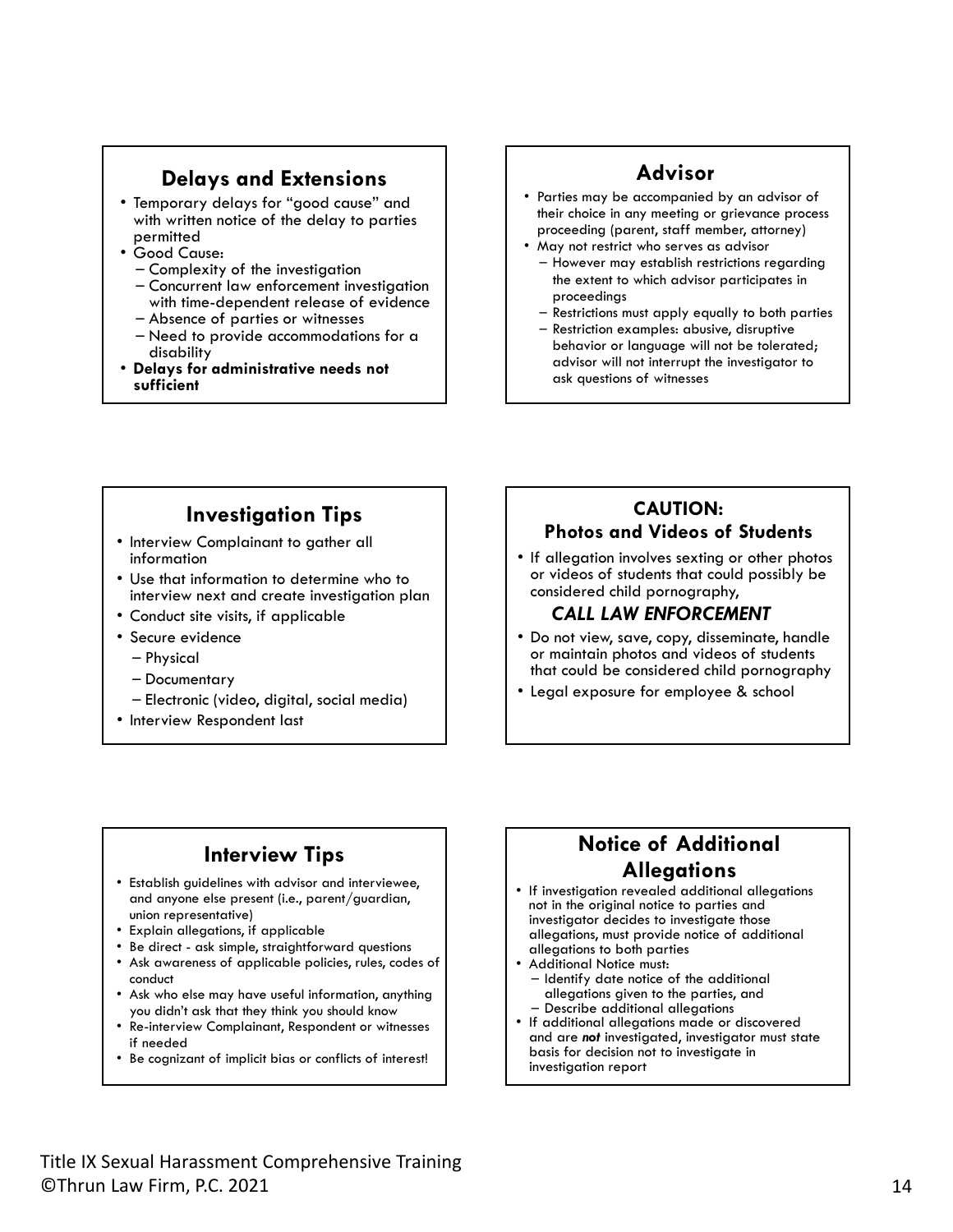## Delays and Extensions

- Temporary delays for "good cause" and with written notice of the delay to parties permitted
- Good Cause:
  - Complexity of the investigation
  - Concurrent law enforcement investigation with time-dependent release of evidence
  - Absence of parties or witnesses
  - Need to provide accommodations for a disability
- **Delays for administrative needs not sufficient**

## Advisor

- Parties may be accompanied by an advisor of their choice in any meeting or grievance process proceeding (parent, staff member, attorney)
- May not restrict who serves as advisor
  - However may establish restrictions regarding the extent to which advisor participates in proceedings
  - Restrictions must apply equally to both parties
  - Restriction examples: abusive, disruptive behavior or language will not be tolerated; advisor will not interrupt the investigator to ask questions of witnesses

## Investigation Tips

- Interview Complainant to gather all information
- Use that information to determine who to interview next and create investigation plan
- Conduct site visits, if applicable
- Secure evidence
  - Physical
  - Documentary
  - Electronic (video, digital, social media)
- Interview Respondent last

## CAUTION: Photos and Videos of Students

- If allegation involves sexting or other photos or videos of students that could possibly be considered child pornography,

  ***CALL LAW ENFORCEMENT***

- Do not view, save, copy, disseminate, handle or maintain photos and videos of students that could be considered child pornography
- Legal exposure for employee & school

## Interview Tips

- Establish guidelines with advisor and interviewee, and anyone else present (i.e., parent/guardian, union representative)
- Explain allegations, if applicable
- Be direct - ask simple, straightforward questions
- Ask awareness of applicable policies, rules, codes of conduct
- Ask who else may have useful information, anything you didn't ask that they think you should know
- Re-interview Complainant, Respondent or witnesses if needed
- Be cognizant of implicit bias or conflicts of interest!

## Notice of Additional Allegations

- If investigation revealed additional allegations not in the original notice to parties and investigator decides to investigate those allegations, must provide notice of additional allegations to both parties
- Additional Notice must:
  - Identify date notice of the additional allegations given to the parties, and
  - Describe additional allegations
- If additional allegations made or discovered and are ***not*** investigated, investigator must state basis for decision not to investigate in investigation report

Title IX Sexual Harassment Comprehensive Training
©Thrun Law Firm, P.C. 2021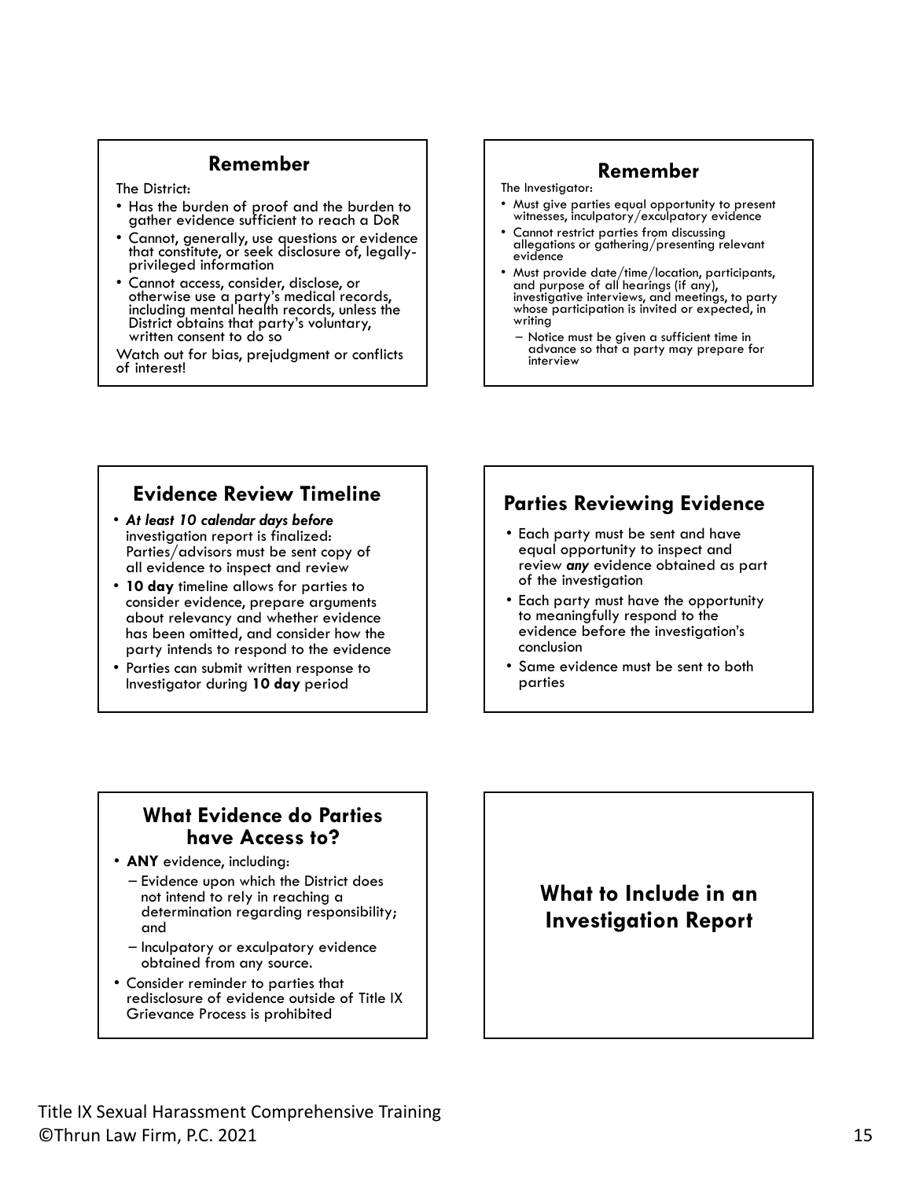## Remember

The District:

- Has the burden of proof and the burden to gather evidence sufficient to reach a DoR
- Cannot, generally, use questions or evidence that constitute, or seek disclosure of, legally-privileged information
- Cannot access, consider, disclose, or otherwise use a party's medical records, including mental health records, unless the District obtains that party's voluntary, written consent to do so

Watch out for bias, prejudgment or conflicts of interest!

## Remember

The Investigator:

- Must give parties equal opportunity to present witnesses, inculpatory/exculpatory evidence
- Cannot restrict parties from discussing allegations or gathering/presenting relevant evidence
- Must provide date/time/location, participants, and purpose of all hearings (if any), investigative interviews, and meetings, to party whose participation is invited or expected, in writing
  - Notice must be given a sufficient time in advance so that a party may prepare for interview

## Evidence Review Timeline

- ***At least 10 calendar days before*** investigation report is finalized: Parties/advisors must be sent copy of all evidence to inspect and review
- **10 day** timeline allows for parties to consider evidence, prepare arguments about relevancy and whether evidence has been omitted, and consider how the party intends to respond to the evidence
- Parties can submit written response to Investigator during **10 day** period

## Parties Reviewing Evidence

- Each party must be sent and have equal opportunity to inspect and review ***any*** evidence obtained as part of the investigation
- Each party must have the opportunity to meaningfully respond to the evidence before the investigation's conclusion
- Same evidence must be sent to both parties

## What Evidence do Parties have Access to?

- **ANY** evidence, including:
  - Evidence upon which the District does not intend to rely in reaching a determination regarding responsibility; and
  - Inculpatory or exculpatory evidence obtained from any source.
- Consider reminder to parties that redisclosure of evidence outside of Title IX Grievance Process is prohibited

## What to Include in an Investigation Report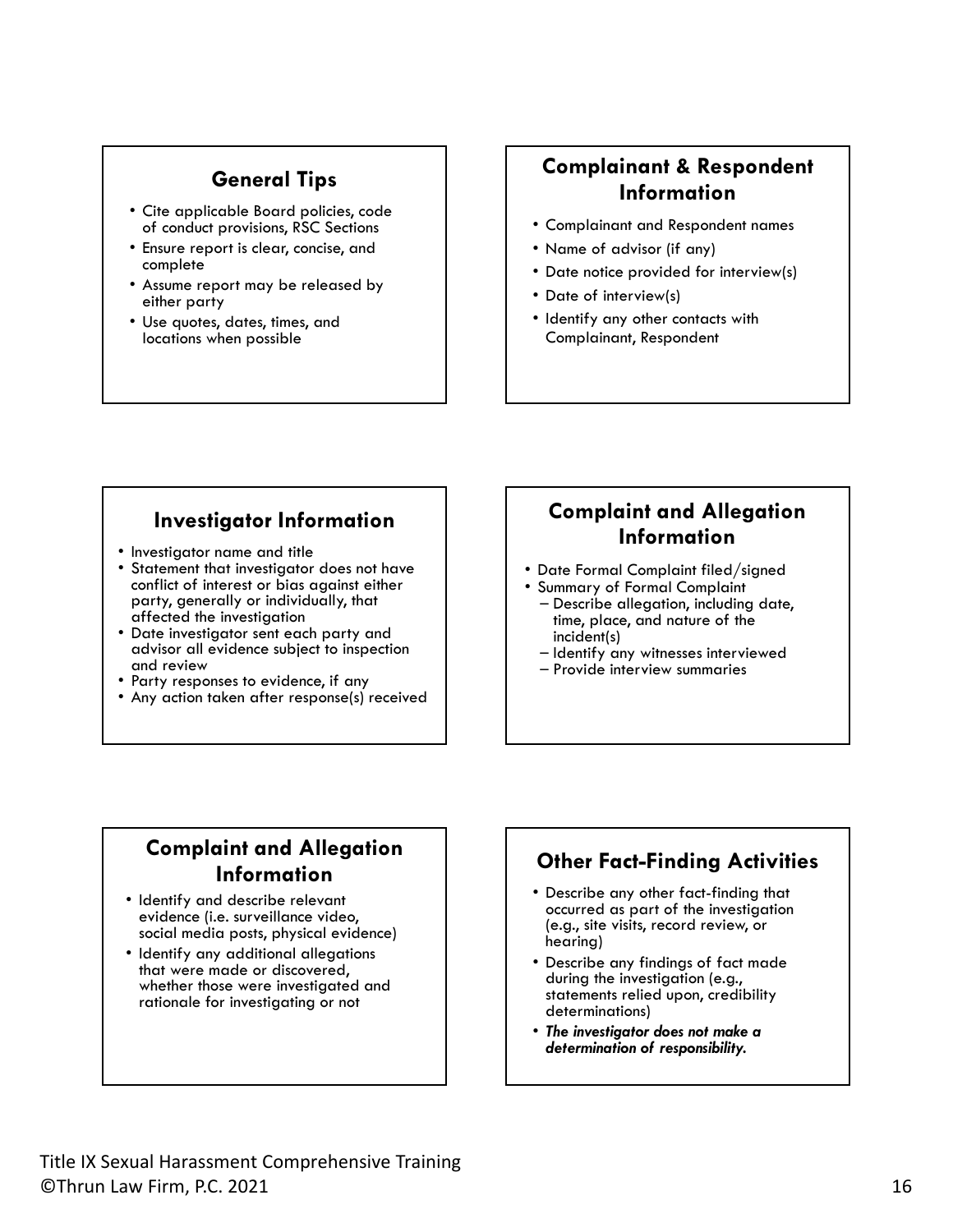## General Tips

- Cite applicable Board policies, code of conduct provisions, RSC Sections
- Ensure report is clear, concise, and complete
- Assume report may be released by either party
- Use quotes, dates, times, and locations when possible

## Complainant & Respondent Information

- Complainant and Respondent names
- Name of advisor (if any)
- Date notice provided for interview(s)
- Date of interview(s)
- Identify any other contacts with Complainant, Respondent

## Investigator Information

- Investigator name and title
- Statement that investigator does not have conflict of interest or bias against either party, generally or individually, that affected the investigation
- Date investigator sent each party and advisor all evidence subject to inspection and review
- Party responses to evidence, if any
- Any action taken after response(s) received

## Complaint and Allegation Information

- Date Formal Complaint filed/signed
- Summary of Formal Complaint
  - Describe allegation, including date, time, place, and nature of the incident(s)
  - Identify any witnesses interviewed
  - Provide interview summaries

## Complaint and Allegation Information

- Identify and describe relevant evidence (i.e. surveillance video, social media posts, physical evidence)
- Identify any additional allegations that were made or discovered, whether those were investigated and rationale for investigating or not

## Other Fact-Finding Activities

- Describe any other fact-finding that occurred as part of the investigation (e.g., site visits, record review, or hearing)
- Describe any findings of fact made during the investigation (e.g., statements relied upon, credibility determinations)
- ***The investigator does not make a determination of responsibility.***

Title IX Sexual Harassment Comprehensive Training
©Thrun Law Firm, P.C. 2021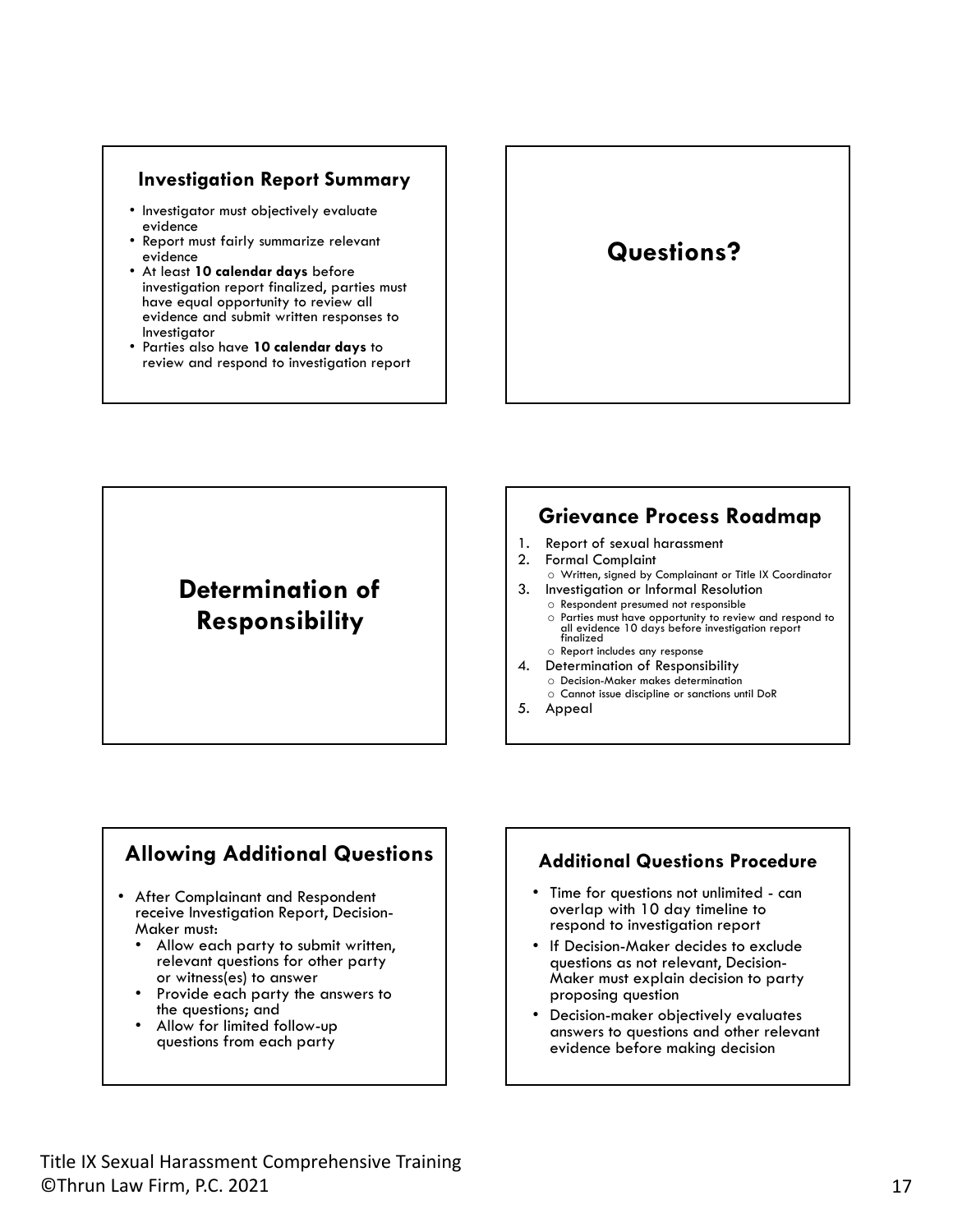## Investigation Report Summary

- Investigator must objectively evaluate evidence
- Report must fairly summarize relevant evidence
- At least **10 calendar days** before investigation report finalized, parties must have equal opportunity to review all evidence and submit written responses to Investigator
- Parties also have **10 calendar days** to review and respond to investigation report

## Questions?

## Determination of Responsibility

## Grievance Process Roadmap

1. Report of sexual harassment
2. Formal Complaint
   - Written, signed by Complainant or Title IX Coordinator
3. Investigation or Informal Resolution
   - Respondent presumed not responsible
   - Parties must have opportunity to review and respond to all evidence 10 days before investigation report finalized
   - Report includes any response
4. Determination of Responsibility
   - Decision-Maker makes determination
   - Cannot issue discipline or sanctions until DoR
5. Appeal

## Allowing Additional Questions

- After Complainant and Respondent receive Investigation Report, Decision-Maker must:
  - Allow each party to submit written, relevant questions for other party or witness(es) to answer
  - Provide each party the answers to the questions; and
  - Allow for limited follow-up questions from each party

## Additional Questions Procedure

- Time for questions not unlimited - can overlap with 10 day timeline to respond to investigation report
- If Decision-Maker decides to exclude questions as not relevant, Decision-Maker must explain decision to party proposing question
- Decision-maker objectively evaluates answers to questions and other relevant evidence before making decision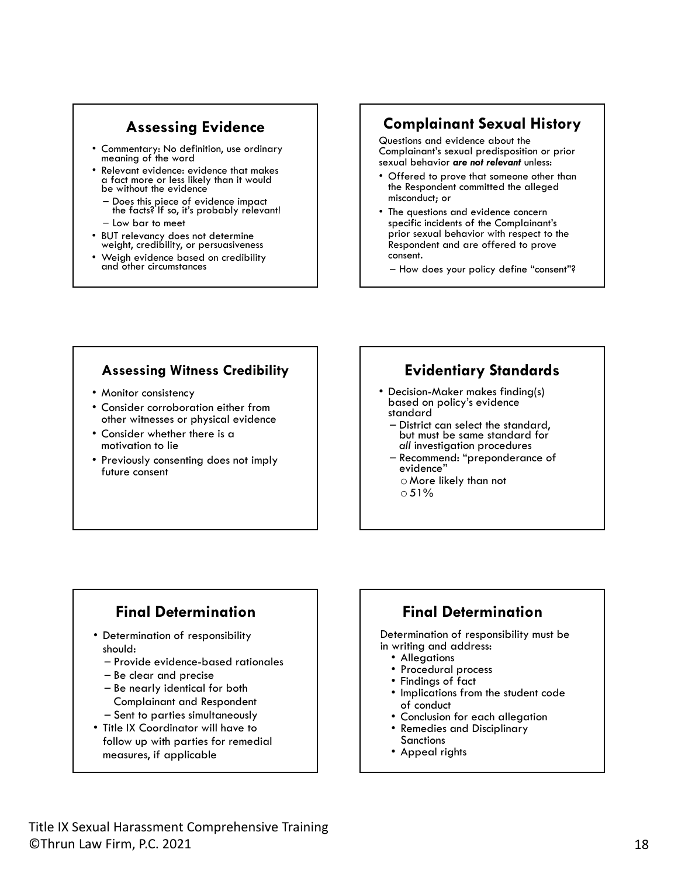## Assessing Evidence

- Commentary: No definition, use ordinary meaning of the word
- Relevant evidence: evidence that makes a fact more or less likely than it would be without the evidence
  - Does this piece of evidence impact the facts? If so, it's probably relevant!
  - Low bar to meet
- BUT relevancy does not determine weight, credibility, or persuasiveness
- Weigh evidence based on credibility and other circumstances

## Complainant Sexual History

Questions and evidence about the Complainant's sexual predisposition or prior sexual behavior ***are not relevant*** unless:

- Offered to prove that someone other than the Respondent committed the alleged misconduct; or
- The questions and evidence concern specific incidents of the Complainant's prior sexual behavior with respect to the Respondent and are offered to prove consent.
  - How does your policy define "consent"?

## Assessing Witness Credibility

- Monitor consistency
- Consider corroboration either from other witnesses or physical evidence
- Consider whether there is a motivation to lie
- Previously consenting does not imply future consent

## Evidentiary Standards

- Decision-Maker makes finding(s) based on policy's evidence standard
  - District can select the standard, but must be same standard for *all* investigation procedures
  - Recommend: "preponderance of evidence"
    - More likely than not
    - 51%

## Final Determination

- Determination of responsibility should:
  - Provide evidence-based rationales
  - Be clear and precise
  - Be nearly identical for both Complainant and Respondent
  - Sent to parties simultaneously
- Title IX Coordinator will have to follow up with parties for remedial measures, if applicable

## Final Determination

Determination of responsibility must be in writing and address:

- Allegations
- Procedural process
- Findings of fact
- Implications from the student code of conduct
- Conclusion for each allegation
- Remedies and Disciplinary Sanctions
- Appeal rights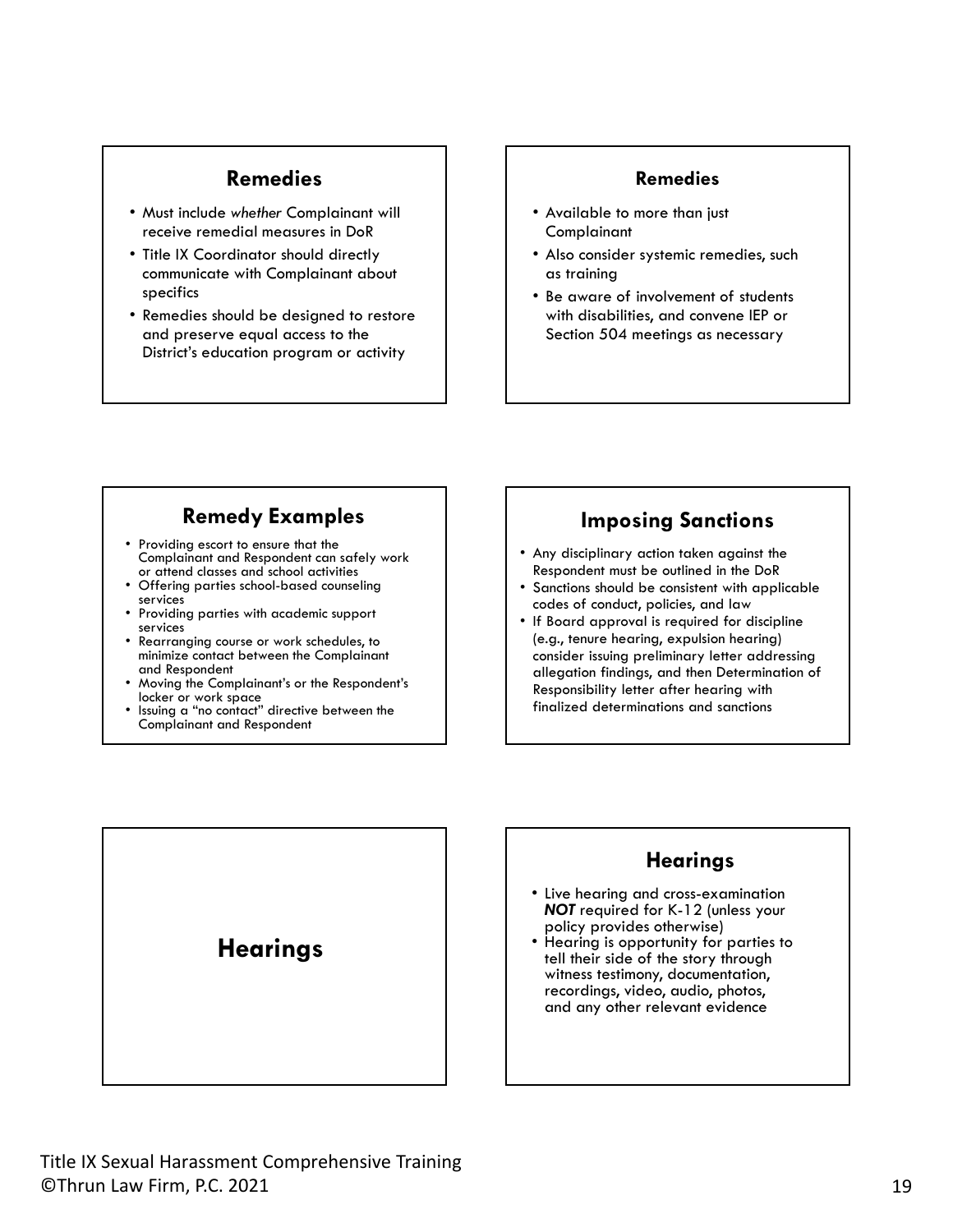## Remedies

- Must include *whether* Complainant will receive remedial measures in DoR
- Title IX Coordinator should directly communicate with Complainant about specifics
- Remedies should be designed to restore and preserve equal access to the District's education program or activity

## Remedies

- Available to more than just Complainant
- Also consider systemic remedies, such as training
- Be aware of involvement of students with disabilities, and convene IEP or Section 504 meetings as necessary

## Remedy Examples

- Providing escort to ensure that the Complainant and Respondent can safely work or attend classes and school activities
- Offering parties school-based counseling services
- Providing parties with academic support services
- Rearranging course or work schedules, to minimize contact between the Complainant and Respondent
- Moving the Complainant's or the Respondent's locker or work space
- Issuing a "no contact" directive between the Complainant and Respondent

## Imposing Sanctions

- Any disciplinary action taken against the Respondent must be outlined in the DoR
- Sanctions should be consistent with applicable codes of conduct, policies, and law
- If Board approval is required for discipline (e.g., tenure hearing, expulsion hearing) consider issuing preliminary letter addressing allegation findings, and then Determination of Responsibility letter after hearing with finalized determinations and sanctions

# Hearings

## Hearings

- Live hearing and cross-examination ***NOT*** required for K-12 (unless your policy provides otherwise)
- Hearing is opportunity for parties to tell their side of the story through witness testimony, documentation, recordings, video, audio, photos, and any other relevant evidence

Title IX Sexual Harassment Comprehensive Training
©Thrun Law Firm, P.C. 2021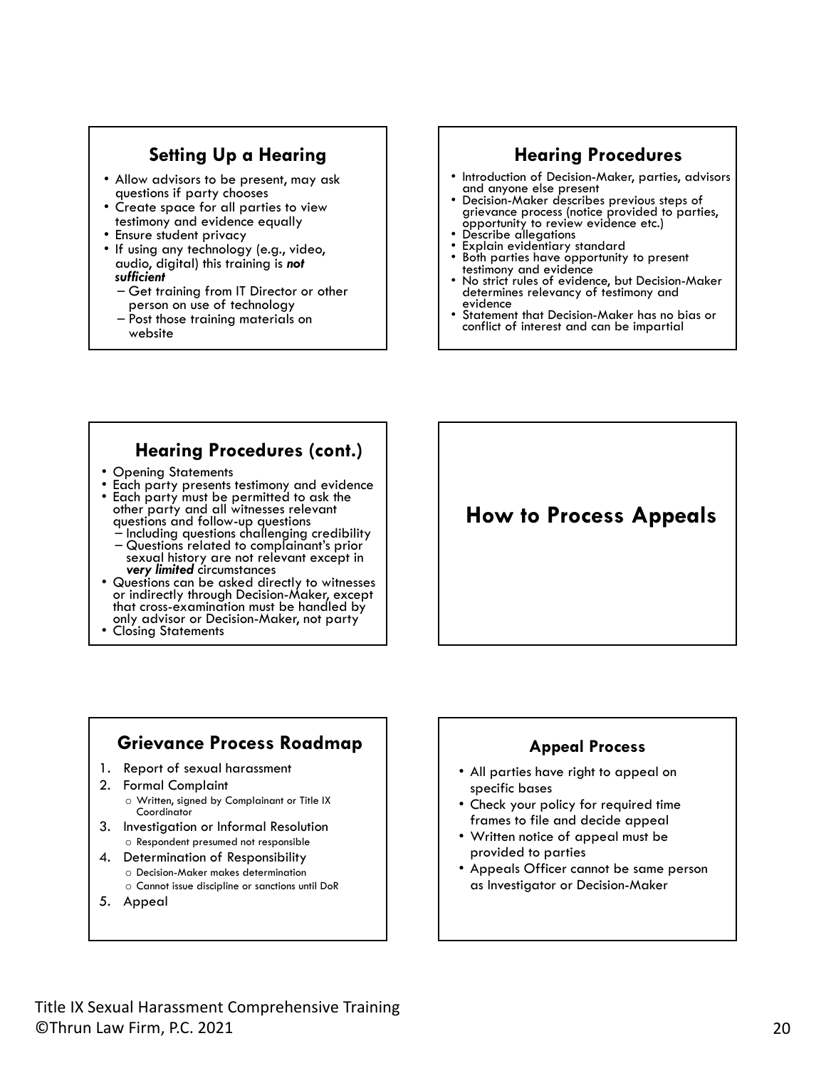## Setting Up a Hearing

- Allow advisors to be present, may ask questions if party chooses
- Create space for all parties to view testimony and evidence equally
- Ensure student privacy
- If using any technology (e.g., video, audio, digital) this training is ***not sufficient***
  - Get training from IT Director or other person on use of technology
  - Post those training materials on website

## Hearing Procedures

- Introduction of Decision-Maker, parties, advisors and anyone else present
- Decision-Maker describes previous steps of grievance process (notice provided to parties, opportunity to review evidence etc.)
- Describe allegations
- Explain evidentiary standard
- Both parties have opportunity to present testimony and evidence
- No strict rules of evidence, but Decision-Maker determines relevancy of testimony and evidence
- Statement that Decision-Maker has no bias or conflict of interest and can be impartial

## Hearing Procedures (cont.)

- Opening Statements
- Each party presents testimony and evidence
- Each party must be permitted to ask the other party and all witnesses relevant questions and follow-up questions
  - Including questions challenging credibility
  - Questions related to complainant's prior sexual history are not relevant except in ***very limited*** circumstances
- Questions can be asked directly to witnesses or indirectly through Decision-Maker, except that cross-examination must be handled by only advisor or Decision-Maker, not party
- Closing Statements

## How to Process Appeals

## Grievance Process Roadmap

1. Report of sexual harassment
2. Formal Complaint
   - Written, signed by Complainant or Title IX Coordinator
3. Investigation or Informal Resolution
   - Respondent presumed not responsible
4. Determination of Responsibility
   - Decision-Maker makes determination
   - Cannot issue discipline or sanctions until DoR
5. Appeal

## Appeal Process

- All parties have right to appeal on specific bases
- Check your policy for required time frames to file and decide appeal
- Written notice of appeal must be provided to parties
- Appeals Officer cannot be same person as Investigator or Decision-Maker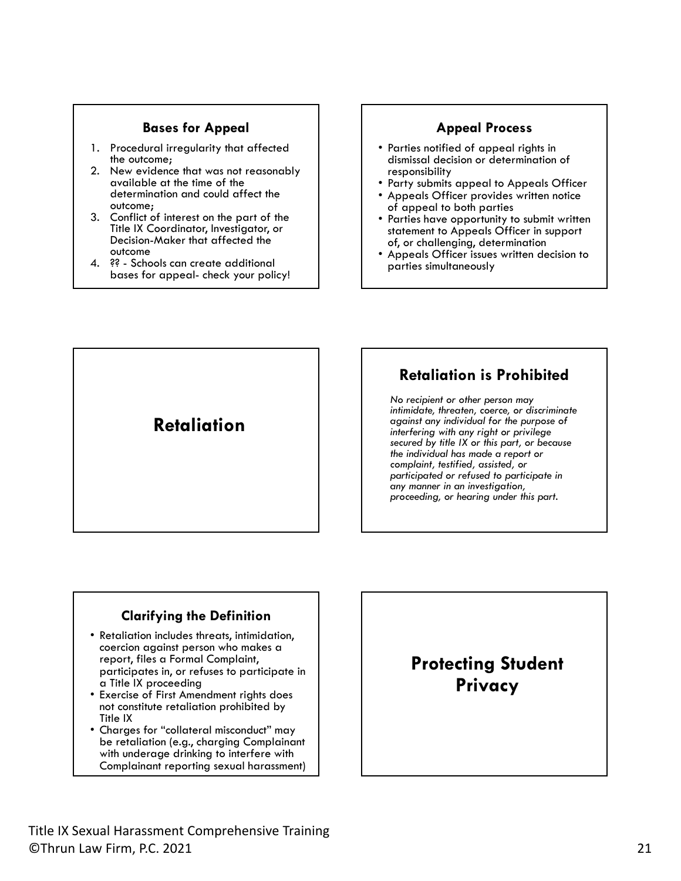### Bases for Appeal

1. Procedural irregularity that affected the outcome;
2. New evidence that was not reasonably available at the time of the determination and could affect the outcome;
3. Conflict of interest on the part of the Title IX Coordinator, Investigator, or Decision-Maker that affected the outcome
4. ?? - Schools can create additional bases for appeal- check your policy!

### Appeal Process

- Parties notified of appeal rights in dismissal decision or determination of responsibility
- Party submits appeal to Appeals Officer
- Appeals Officer provides written notice of appeal to both parties
- Parties have opportunity to submit written statement to Appeals Officer in support of, or challenging, determination
- Appeals Officer issues written decision to parties simultaneously

## Retaliation

### Retaliation is Prohibited

*No recipient or other person may intimidate, threaten, coerce, or discriminate against any individual for the purpose of interfering with any right or privilege secured by title IX or this part, or because the individual has made a report or complaint, testified, assisted, or participated or refused to participate in any manner in an investigation, proceeding, or hearing under this part.*

### Clarifying the Definition

- Retaliation includes threats, intimidation, coercion against person who makes a report, files a Formal Complaint, participates in, or refuses to participate in a Title IX proceeding
- Exercise of First Amendment rights does not constitute retaliation prohibited by Title IX
- Charges for "collateral misconduct" may be retaliation (e.g., charging Complainant with underage drinking to interfere with Complainant reporting sexual harassment)

## Protecting Student Privacy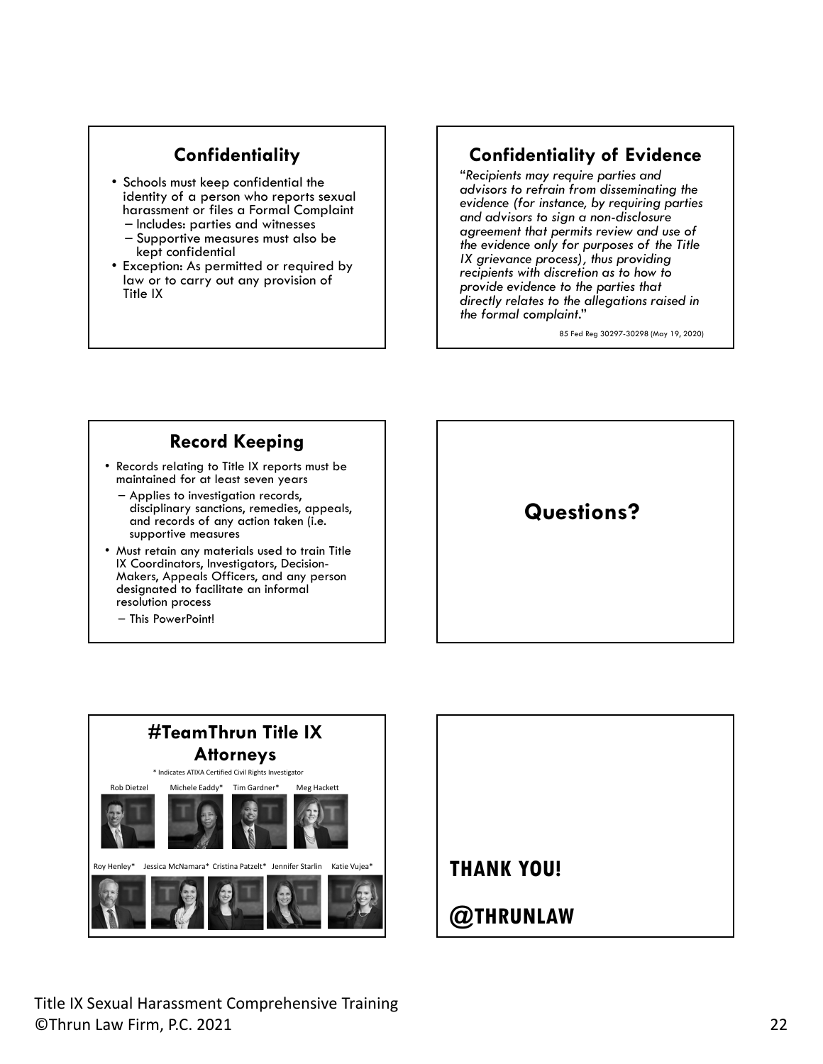## Confidentiality

- Schools must keep confidential the identity of a person who reports sexual harassment or files a Formal Complaint
  - Includes: parties and witnesses
  - Supportive measures must also be kept confidential
- Exception: As permitted or required by law or to carry out any provision of Title IX

## Confidentiality of Evidence

"*Recipients may require parties and advisors to refrain from disseminating the evidence (for instance, by requiring parties and advisors to sign a non-disclosure agreement that permits review and use of the evidence only for purposes of the Title IX grievance process), thus providing recipients with discretion as to how to provide evidence to the parties that directly relates to the allegations raised in the formal complaint.*"

85 Fed Reg 30297-30298 (May 19, 2020)

## Record Keeping

- Records relating to Title IX reports must be maintained for at least seven years
  - Applies to investigation records, disciplinary sanctions, remedies, appeals, and records of any action taken (i.e. supportive measures
- Must retain any materials used to train Title IX Coordinators, Investigators, Decision-Makers, Appeals Officers, and any person designated to facilitate an informal resolution process
  - This PowerPoint!

## Questions?

## #TeamThrun Title IX Attorneys

* Indicates ATIXA Certified Civil Rights Investigator

Rob Dietzel, Michele Eaddy*, Tim Gardner*, Meg Hackett

Roy Henley*, Jessica McNamara*, Cristina Patzelt*, Jennifer Starlin, Katie Vujea*

**THANK YOU!**

**@THRUNLAW**

Title IX Sexual Harassment Comprehensive Training
©Thrun Law Firm, P.C. 2021